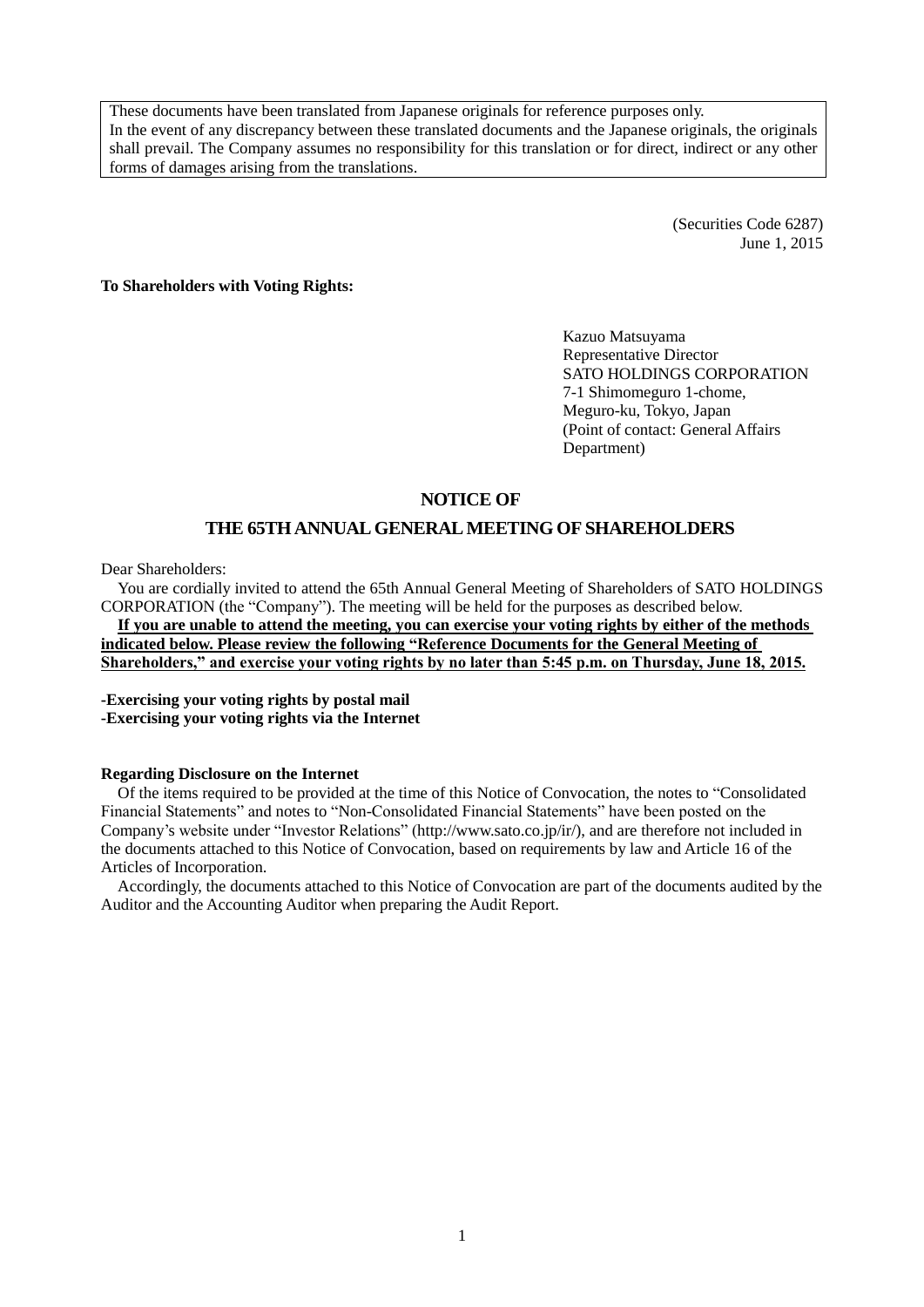These documents have been translated from Japanese originals for reference purposes only.
In the event of any discrepancy between these translated documents and the Japanese originals, the originals shall prevail. The Company assumes no responsibility for this translation or for direct, indirect or any other forms of damages arising from the translations.

(Securities Code 6287)
June 1, 2015

**To Shareholders with Voting Rights:**

Kazuo Matsuyama
Representative Director
SATO HOLDINGS CORPORATION
7-1 Shimomeguro 1-chome,
Meguro-ku, Tokyo, Japan
(Point of contact: General Affairs Department)

# NOTICE OF
# THE 65TH ANNUAL GENERAL MEETING OF SHAREHOLDERS

Dear Shareholders:

You are cordially invited to attend the 65th Annual General Meeting of Shareholders of SATO HOLDINGS CORPORATION (the "Company"). The meeting will be held for the purposes as described below.

**If you are unable to attend the meeting, you can exercise your voting rights by either of the methods indicated below. Please review the following "Reference Documents for the General Meeting of Shareholders," and exercise your voting rights by no later than 5:45 p.m. on Thursday, June 18, 2015.**

**-Exercising your voting rights by postal mail**
**-Exercising your voting rights via the Internet**

**Regarding Disclosure on the Internet**

Of the items required to be provided at the time of this Notice of Convocation, the notes to "Consolidated Financial Statements" and notes to "Non-Consolidated Financial Statements" have been posted on the Company's website under "Investor Relations" (http://www.sato.co.jp/ir/), and are therefore not included in the documents attached to this Notice of Convocation, based on requirements by law and Article 16 of the Articles of Incorporation.

Accordingly, the documents attached to this Notice of Convocation are part of the documents audited by the Auditor and the Accounting Auditor when preparing the Audit Report.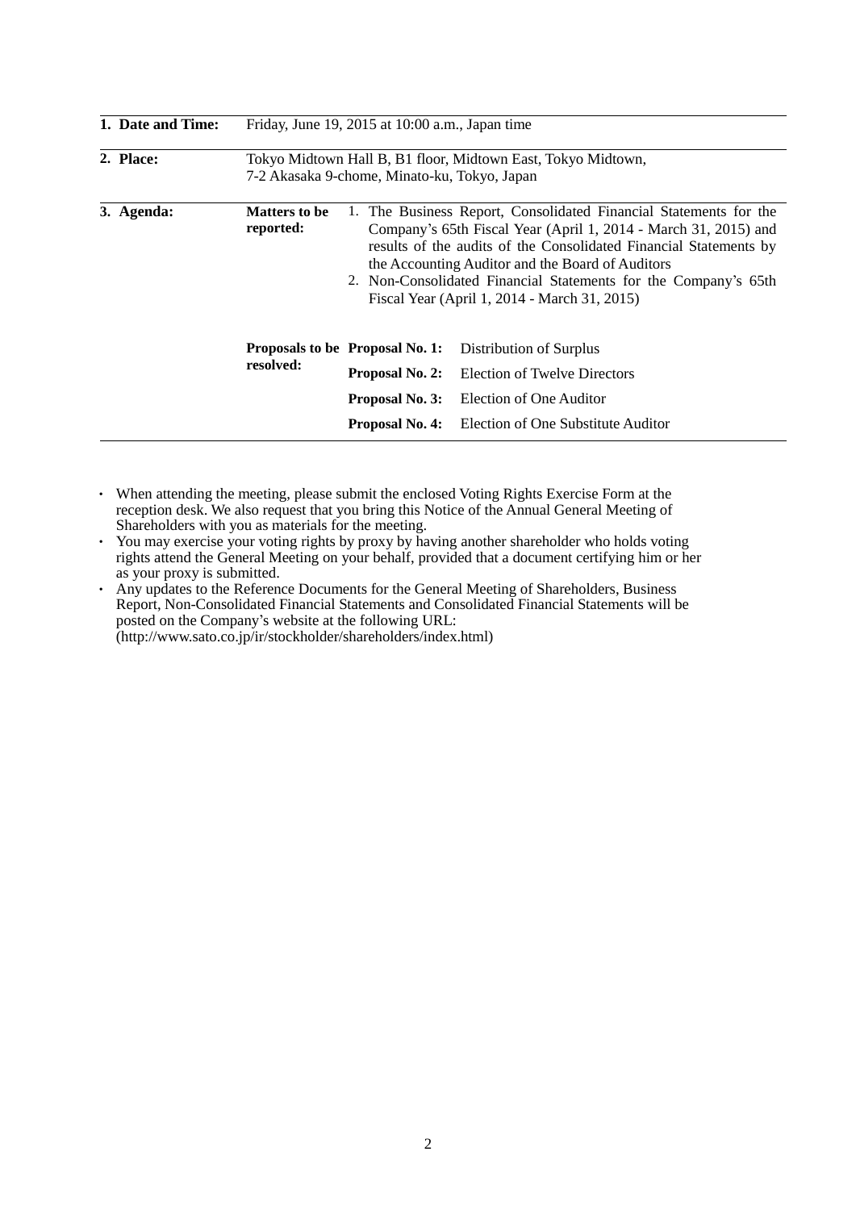| | | | |
|---|---|---|---|
| **1. Date and Time:** | Friday, June 19, 2015 at 10:00 a.m., Japan time | | |
| **2. Place:** | Tokyo Midtown Hall B, B1 floor, Midtown East, Tokyo Midtown, 7-2 Akasaka 9-chome, Minato-ku, Tokyo, Japan | | |
| **3. Agenda:** | **Matters to be reported:** | 1. The Business Report, Consolidated Financial Statements for the Company's 65th Fiscal Year (April 1, 2014 - March 31, 2015) and results of the audits of the Consolidated Financial Statements by the Accounting Auditor and the Board of Auditors<br>2. Non-Consolidated Financial Statements for the Company's 65th Fiscal Year (April 1, 2014 - March 31, 2015) | |
| | **Proposals to be resolved:** | **Proposal No. 1:** | Distribution of Surplus |
| | | **Proposal No. 2:** | Election of Twelve Directors |
| | | **Proposal No. 3:** | Election of One Auditor |
| | | **Proposal No. 4:** | Election of One Substitute Auditor |

- When attending the meeting, please submit the enclosed Voting Rights Exercise Form at the reception desk. We also request that you bring this Notice of the Annual General Meeting of Shareholders with you as materials for the meeting.
- You may exercise your voting rights by proxy by having another shareholder who holds voting rights attend the General Meeting on your behalf, provided that a document certifying him or her as your proxy is submitted.
- Any updates to the Reference Documents for the General Meeting of Shareholders, Business Report, Non-Consolidated Financial Statements and Consolidated Financial Statements will be posted on the Company's website at the following URL: (http://www.sato.co.jp/ir/stockholder/shareholders/index.html)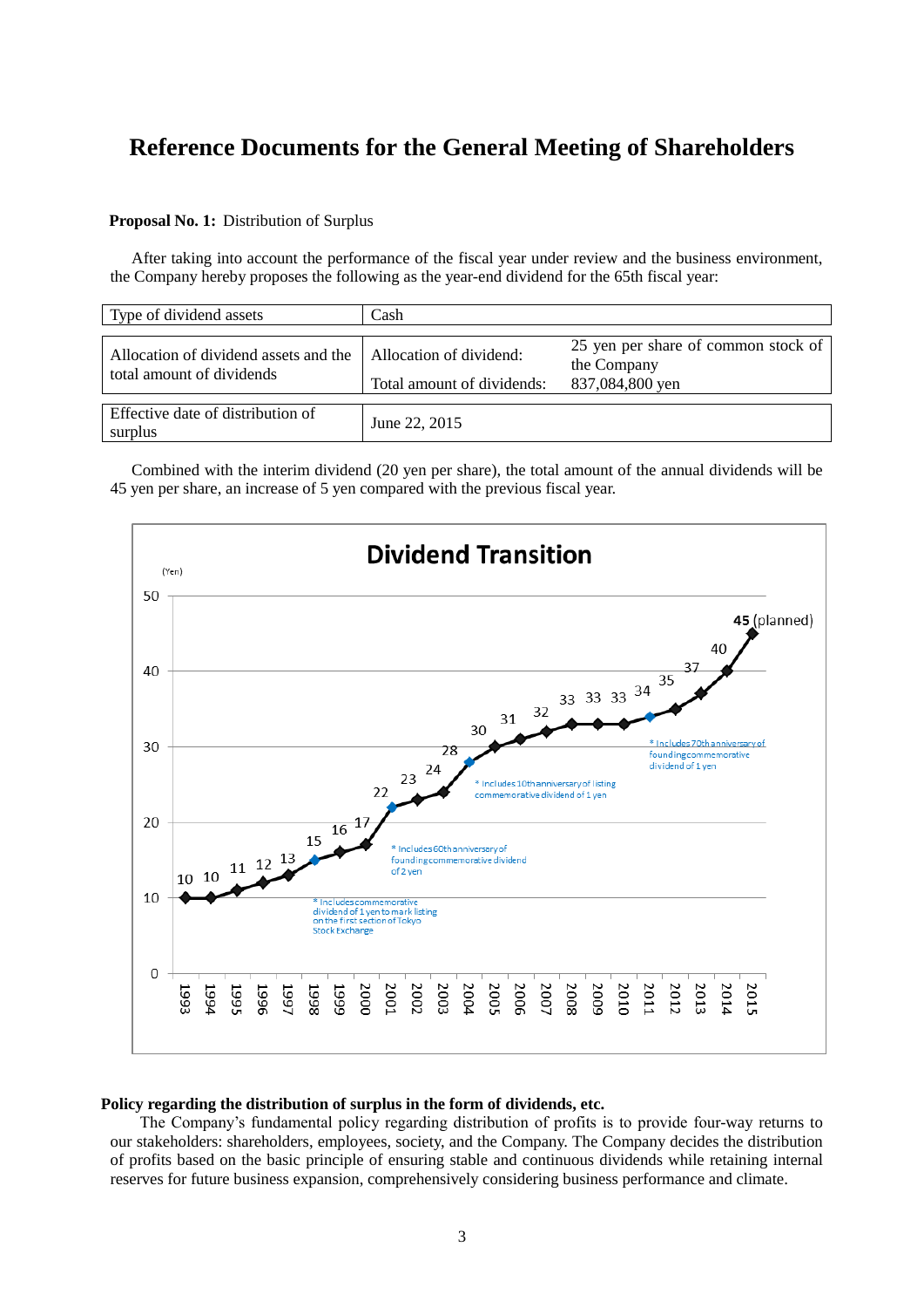# Reference Documents for the General Meeting of Shareholders

**Proposal No. 1:** Distribution of Surplus

After taking into account the performance of the fiscal year under review and the business environment, the Company hereby proposes the following as the year-end dividend for the 65th fiscal year:

| Type of dividend assets | Cash | |
|---|---|---|
| Allocation of dividend assets and the total amount of dividends | Allocation of dividend: | 25 yen per share of common stock of the Company |
| | Total amount of dividends: | 837,084,800 yen |
| Effective date of distribution of surplus | June 22, 2015 | |

Combined with the interim dividend (20 yen per share), the total amount of the annual dividends will be 45 yen per share, an increase of 5 yen compared with the previous fiscal year.

**Dividend Transition**

(Yen)

| Year | 1993 | 1994 | 1995 | 1996 | 1997 | 1998 | 1999 | 2000 | 2001 | 2002 | 2003 | 2004 | 2005 | 2006 | 2007 | 2008 | 2009 | 2010 | 2011 | 2012 | 2013 | 2014 | 2015 |
|---|---|---|---|---|---|---|---|---|---|---|---|---|---|---|---|---|---|---|---|---|---|---|---|
| Dividend | 10 | 10 | 11 | 12 | 13 | 15 | 16 | 17 | 22 | 23 | 24 | 28 | 30 | 31 | 32 | 33 | 33 | 33 | 34 | 35 | 37 | 40 | 45 (planned) |

* Includes commemorative dividend of 1 yen to mark listing on the first section of Tokyo Stock Exchange (1998)

* Includes 60th anniversary of founding commemorative dividend of 2 yen (2001)

* Includes 10th anniversary of listing commemorative dividend of 1 yen (2004)

* Includes 70th anniversary of founding commemorative dividend of 1 yen (2011)

**Policy regarding the distribution of surplus in the form of dividends, etc.**

The Company's fundamental policy regarding distribution of profits is to provide four-way returns to our stakeholders: shareholders, employees, society, and the Company. The Company decides the distribution of profits based on the basic principle of ensuring stable and continuous dividends while retaining internal reserves for future business expansion, comprehensively considering business performance and climate.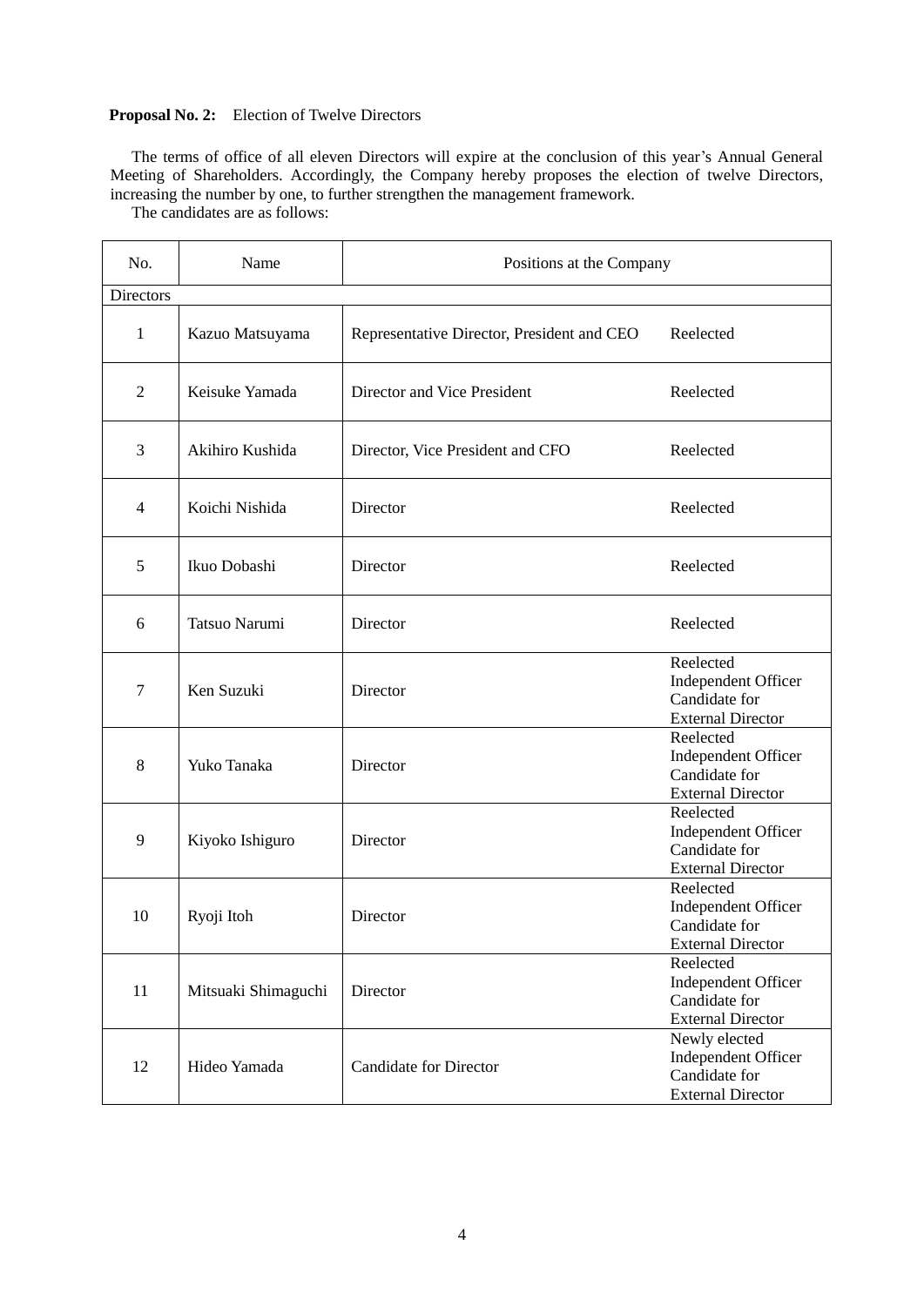**Proposal No. 2:** Election of Twelve Directors

The terms of office of all eleven Directors will expire at the conclusion of this year's Annual General Meeting of Shareholders. Accordingly, the Company hereby proposes the election of twelve Directors, increasing the number by one, to further strengthen the management framework.

The candidates are as follows:

| No. | Name | Positions at the Company | |
|---|---|---|---|
| Directors | | | |
| 1 | Kazuo Matsuyama | Representative Director, President and CEO | Reelected |
| 2 | Keisuke Yamada | Director and Vice President | Reelected |
| 3 | Akihiro Kushida | Director, Vice President and CFO | Reelected |
| 4 | Koichi Nishida | Director | Reelected |
| 5 | Ikuo Dobashi | Director | Reelected |
| 6 | Tatsuo Narumi | Director | Reelected |
| 7 | Ken Suzuki | Director | Reelected<br>Independent Officer<br>Candidate for External Director |
| 8 | Yuko Tanaka | Director | Reelected<br>Independent Officer<br>Candidate for External Director |
| 9 | Kiyoko Ishiguro | Director | Reelected<br>Independent Officer<br>Candidate for External Director |
| 10 | Ryoji Itoh | Director | Reelected<br>Independent Officer<br>Candidate for External Director |
| 11 | Mitsuaki Shimaguchi | Director | Reelected<br>Independent Officer<br>Candidate for External Director |
| 12 | Hideo Yamada | Candidate for Director | Newly elected<br>Independent Officer<br>Candidate for External Director |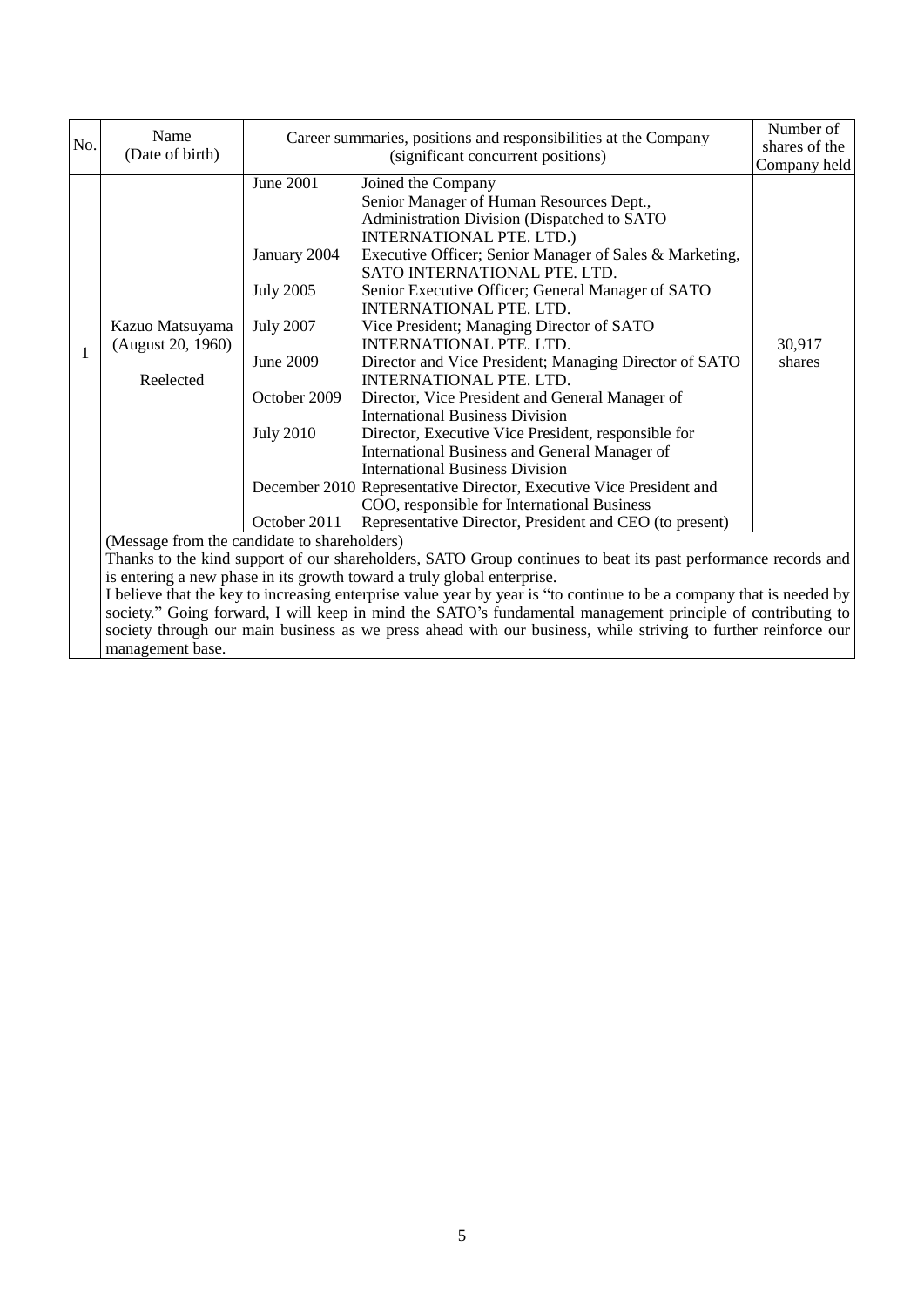| No. | Name (Date of birth) | Career summaries, positions and responsibilities at the Company (significant concurrent positions) | | Number of shares of the Company held |
|---|---|---|---|---|
| 1 | Kazuo Matsuyama (August 20, 1960) Reelected | June 2001 | Joined the Company Senior Manager of Human Resources Dept., Administration Division (Dispatched to SATO INTERNATIONAL PTE. LTD.) | 30,917 shares |
| | | January 2004 | Executive Officer; Senior Manager of Sales & Marketing, SATO INTERNATIONAL PTE. LTD. | |
| | | July 2005 | Senior Executive Officer; General Manager of SATO INTERNATIONAL PTE. LTD. | |
| | | July 2007 | Vice President; Managing Director of SATO INTERNATIONAL PTE. LTD. | |
| | | June 2009 | Director and Vice President; Managing Director of SATO INTERNATIONAL PTE. LTD. | |
| | | October 2009 | Director, Vice President and General Manager of International Business Division | |
| | | July 2010 | Director, Executive Vice President, responsible for International Business and General Manager of International Business Division | |
| | | December 2010 | Representative Director, Executive Vice President and COO, responsible for International Business | |
| | | October 2011 | Representative Director, President and CEO (to present) | |

(Message from the candidate to shareholders)

Thanks to the kind support of our shareholders, SATO Group continues to beat its past performance records and is entering a new phase in its growth toward a truly global enterprise.

I believe that the key to increasing enterprise value year by year is "to continue to be a company that is needed by society." Going forward, I will keep in mind the SATO's fundamental management principle of contributing to society through our main business as we press ahead with our business, while striving to further reinforce our management base.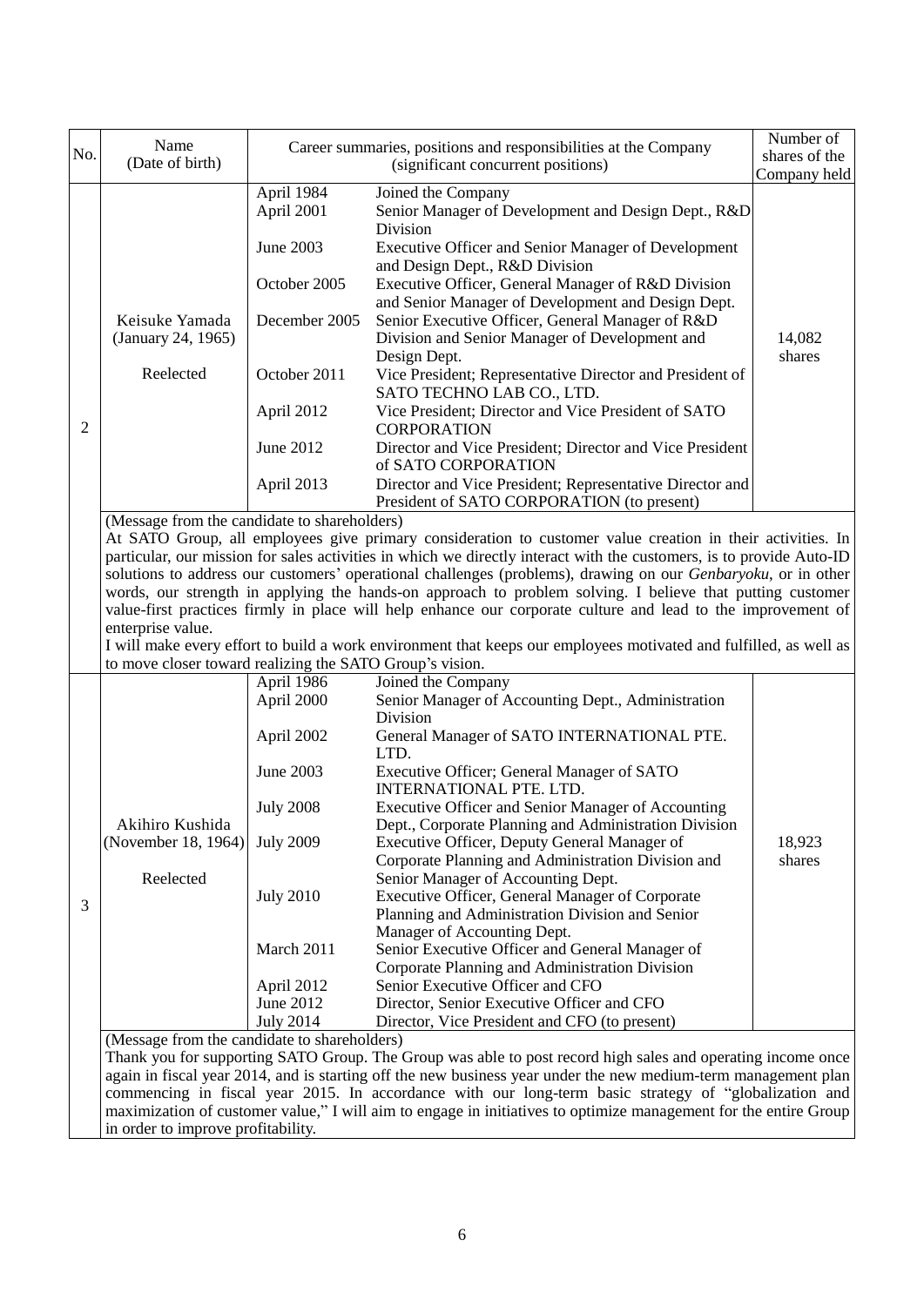| No. | Name (Date of birth) | Career summaries, positions and responsibilities at the Company (significant concurrent positions) | | Number of shares of the Company held |
|---|---|---|---|---|
| 2 | Keisuke Yamada (January 24, 1965) Reelected | April 1984 | Joined the Company | 14,082 shares |
| | | April 2001 | Senior Manager of Development and Design Dept., R&D Division | |
| | | June 2003 | Executive Officer and Senior Manager of Development and Design Dept., R&D Division | |
| | | October 2005 | Executive Officer, General Manager of R&D Division and Senior Manager of Development and Design Dept. | |
| | | December 2005 | Senior Executive Officer, General Manager of R&D Division and Senior Manager of Development and Design Dept. | |
| | | October 2011 | Vice President; Representative Director and President of SATO TECHNO LAB CO., LTD. | |
| | | April 2012 | Vice President; Director and Vice President of SATO CORPORATION | |
| | | June 2012 | Director and Vice President; Director and Vice President of SATO CORPORATION | |
| | | April 2013 | Director and Vice President; Representative Director and President of SATO CORPORATION (to present) | |

(Message from the candidate to shareholders)

At SATO Group, all employees give primary consideration to customer value creation in their activities. In particular, our mission for sales activities in which we directly interact with the customers, is to provide Auto-ID solutions to address our customers' operational challenges (problems), drawing on our *Genbaryoku*, or in other words, our strength in applying the hands-on approach to problem solving. I believe that putting customer value-first practices firmly in place will help enhance our corporate culture and lead to the improvement of enterprise value.

I will make every effort to build a work environment that keeps our employees motivated and fulfilled, as well as to move closer toward realizing the SATO Group's vision.

| No. | Name (Date of birth) | Career summaries, positions and responsibilities at the Company (significant concurrent positions) | | Number of shares of the Company held |
|---|---|---|---|---|
| 3 | Akihiro Kushida (November 18, 1964) Reelected | April 1986 | Joined the Company | 18,923 shares |
| | | April 2000 | Senior Manager of Accounting Dept., Administration Division | |
| | | April 2002 | General Manager of SATO INTERNATIONAL PTE. LTD. | |
| | | June 2003 | Executive Officer; General Manager of SATO INTERNATIONAL PTE. LTD. | |
| | | July 2008 | Executive Officer and Senior Manager of Accounting Dept., Corporate Planning and Administration Division | |
| | | July 2009 | Executive Officer, Deputy General Manager of Corporate Planning and Administration Division and Senior Manager of Accounting Dept. | |
| | | July 2010 | Executive Officer, General Manager of Corporate Planning and Administration Division and Senior Manager of Accounting Dept. | |
| | | March 2011 | Senior Executive Officer and General Manager of Corporate Planning and Administration Division | |
| | | April 2012 | Senior Executive Officer and CFO | |
| | | June 2012 | Director, Senior Executive Officer and CFO | |
| | | July 2014 | Director, Vice President and CFO (to present) | |

(Message from the candidate to shareholders)

Thank you for supporting SATO Group. The Group was able to post record high sales and operating income once again in fiscal year 2014, and is starting off the new business year under the new medium-term management plan commencing in fiscal year 2015. In accordance with our long-term basic strategy of "globalization and maximization of customer value," I will aim to engage in initiatives to optimize management for the entire Group in order to improve profitability.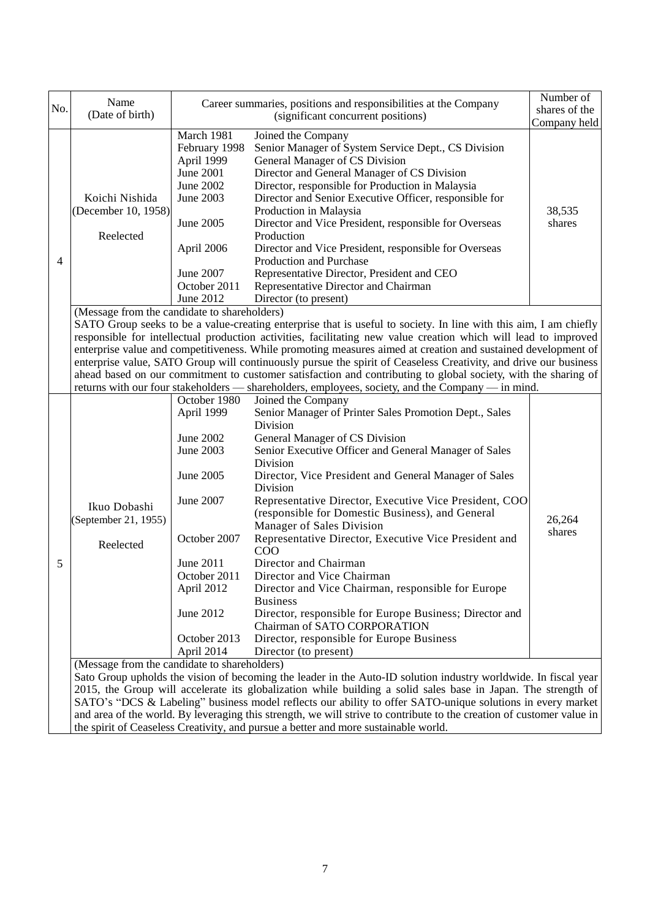| No. | Name (Date of birth) | Career summaries, positions and responsibilities at the Company (significant concurrent positions) | | Number of shares of the Company held |
|---|---|---|---|---|
| 4 | Koichi Nishida (December 10, 1958)<br><br>Reelected | March 1981 | Joined the Company | 38,535 shares |
| | | February 1998 | Senior Manager of System Service Dept., CS Division | |
| | | April 1999 | General Manager of CS Division | |
| | | June 2001 | Director and General Manager of CS Division | |
| | | June 2002 | Director, responsible for Production in Malaysia | |
| | | June 2003 | Director and Senior Executive Officer, responsible for Production in Malaysia | |
| | | June 2005 | Director and Vice President, responsible for Overseas Production | |
| | | April 2006 | Director and Vice President, responsible for Overseas Production and Purchase | |
| | | June 2007 | Representative Director, President and CEO | |
| | | October 2011 | Representative Director and Chairman | |
| | | June 2012 | Director (to present) | |
| | (Message from the candidate to shareholders)<br>SATO Group seeks to be a value-creating enterprise that is useful to society. In line with this aim, I am chiefly responsible for intellectual production activities, facilitating new value creation which will lead to improved enterprise value and competitiveness. While promoting measures aimed at creation and sustained development of enterprise value, SATO Group will continuously pursue the spirit of Ceaseless Creativity, and drive our business ahead based on our commitment to customer satisfaction and contributing to global society, with the sharing of returns with our four stakeholders — shareholders, employees, society, and the Company — in mind. | | | |
| 5 | Ikuo Dobashi (September 21, 1955)<br><br>Reelected | October 1980 | Joined the Company | 26,264 shares |
| | | April 1999 | Senior Manager of Printer Sales Promotion Dept., Sales Division | |
| | | June 2002 | General Manager of CS Division | |
| | | June 2003 | Senior Executive Officer and General Manager of Sales Division | |
| | | June 2005 | Director, Vice President and General Manager of Sales Division | |
| | | June 2007 | Representative Director, Executive Vice President, COO (responsible for Domestic Business), and General Manager of Sales Division | |
| | | October 2007 | Representative Director, Executive Vice President and COO | |
| | | June 2011 | Director and Chairman | |
| | | October 2011 | Director and Vice Chairman | |
| | | April 2012 | Director and Vice Chairman, responsible for Europe Business | |
| | | June 2012 | Director, responsible for Europe Business; Director and Chairman of SATO CORPORATION | |
| | | October 2013 | Director, responsible for Europe Business | |
| | | April 2014 | Director (to present) | |
| | (Message from the candidate to shareholders)<br>Sato Group upholds the vision of becoming the leader in the Auto-ID solution industry worldwide. In fiscal year 2015, the Group will accelerate its globalization while building a solid sales base in Japan. The strength of SATO's "DCS & Labeling" business model reflects our ability to offer SATO-unique solutions in every market and area of the world. By leveraging this strength, we will strive to contribute to the creation of customer value in the spirit of Ceaseless Creativity, and pursue a better and more sustainable world. | | | |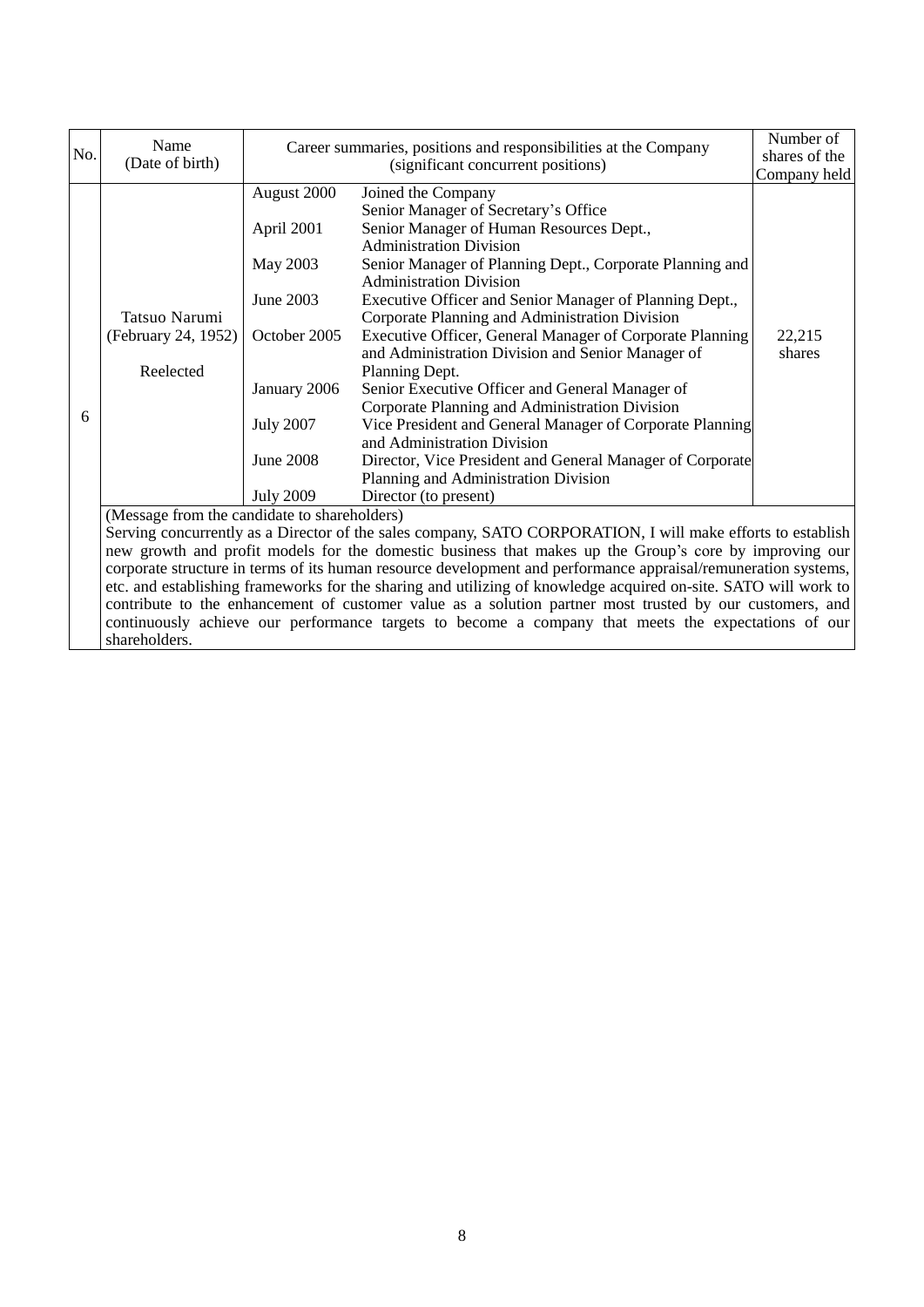| No. | Name (Date of birth) | Career summaries, positions and responsibilities at the Company (significant concurrent positions) | | Number of shares of the Company held |
|---|---|---|---|---|
| 6 | Tatsuo Narumi (February 24, 1952) Reelected | August 2000 | Joined the Company Senior Manager of Secretary's Office | 22,215 shares |
| | | April 2001 | Senior Manager of Human Resources Dept., Administration Division | |
| | | May 2003 | Senior Manager of Planning Dept., Corporate Planning and Administration Division | |
| | | June 2003 | Executive Officer and Senior Manager of Planning Dept., Corporate Planning and Administration Division | |
| | | October 2005 | Executive Officer, General Manager of Corporate Planning and Administration Division and Senior Manager of Planning Dept. | |
| | | January 2006 | Senior Executive Officer and General Manager of Corporate Planning and Administration Division | |
| | | July 2007 | Vice President and General Manager of Corporate Planning and Administration Division | |
| | | June 2008 | Director, Vice President and General Manager of Corporate Planning and Administration Division | |
| | | July 2009 | Director (to present) | |
| | (Message from the candidate to shareholders) Serving concurrently as a Director of the sales company, SATO CORPORATION, I will make efforts to establish new growth and profit models for the domestic business that makes up the Group's core by improving our corporate structure in terms of its human resource development and performance appraisal/remuneration systems, etc. and establishing frameworks for the sharing and utilizing of knowledge acquired on-site. SATO will work to contribute to the enhancement of customer value as a solution partner most trusted by our customers, and continuously achieve our performance targets to become a company that meets the expectations of our shareholders. | | | |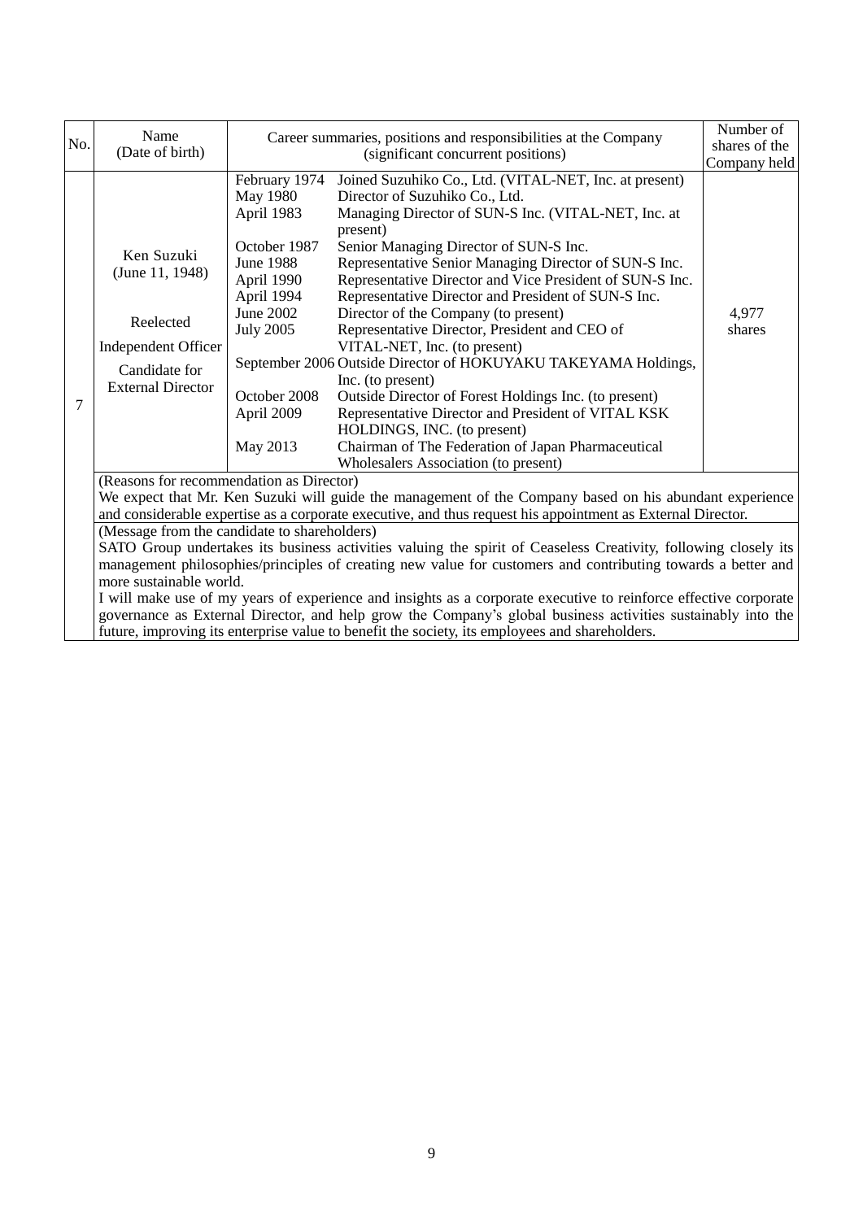| No. | Name (Date of birth) | Career summaries, positions and responsibilities at the Company (significant concurrent positions) | | Number of shares of the Company held |
|---|---|---|---|---|
| 7 | Ken Suzuki (June 11, 1948)<br><br>Reelected<br>Independent Officer<br>Candidate for External Director | February 1974 | Joined Suzuhiko Co., Ltd. (VITAL-NET, Inc. at present) | 4,977 shares |
| | | May 1980 | Director of Suzuhiko Co., Ltd. | |
| | | April 1983 | Managing Director of SUN-S Inc. (VITAL-NET, Inc. at present) | |
| | | October 1987 | Senior Managing Director of SUN-S Inc. | |
| | | June 1988 | Representative Senior Managing Director of SUN-S Inc. | |
| | | April 1990 | Representative Director and Vice President of SUN-S Inc. | |
| | | April 1994 | Representative Director and President of SUN-S Inc. | |
| | | June 2002 | Director of the Company (to present) | |
| | | July 2005 | Representative Director, President and CEO of VITAL-NET, Inc. (to present) | |
| | | September 2006 | Outside Director of HOKUYAKU TAKEYAMA Holdings, Inc. (to present) | |
| | | October 2008 | Outside Director of Forest Holdings Inc. (to present) | |
| | | April 2009 | Representative Director and President of VITAL KSK HOLDINGS, INC. (to present) | |
| | | May 2013 | Chairman of The Federation of Japan Pharmaceutical Wholesalers Association (to present) | |

(Reasons for recommendation as Director)

We expect that Mr. Ken Suzuki will guide the management of the Company based on his abundant experience and considerable expertise as a corporate executive, and thus request his appointment as External Director.

(Message from the candidate to shareholders)

SATO Group undertakes its business activities valuing the spirit of Ceaseless Creativity, following closely its management philosophies/principles of creating new value for customers and contributing towards a better and more sustainable world.

I will make use of my years of experience and insights as a corporate executive to reinforce effective corporate governance as External Director, and help grow the Company's global business activities sustainably into the future, improving its enterprise value to benefit the society, its employees and shareholders.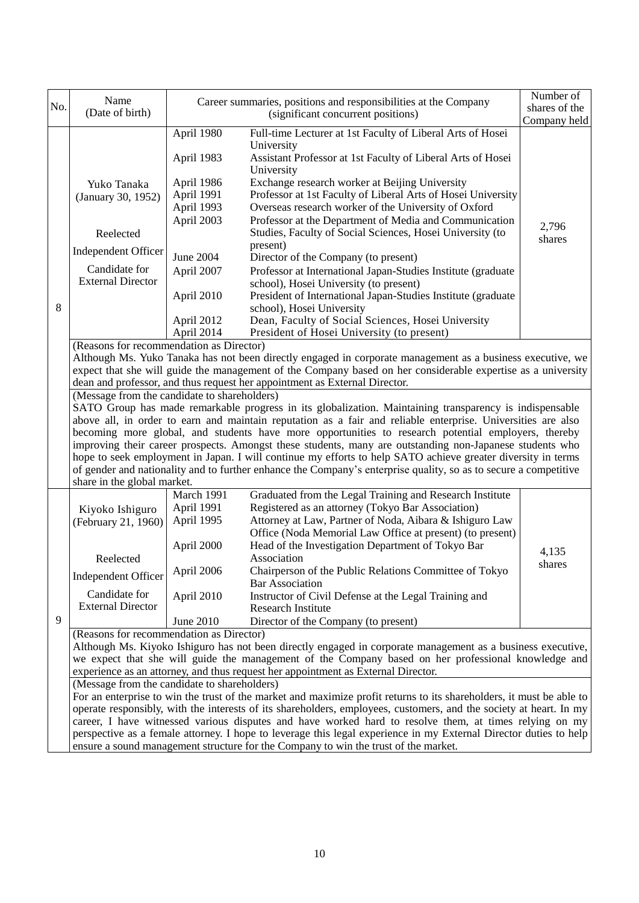| No. | Name (Date of birth) | Career summaries, positions and responsibilities at the Company (significant concurrent positions) | | Number of shares of the Company held |
|---|---|---|---|---|
| 8 | Yuko Tanaka (January 30, 1952)<br><br>Reelected<br>Independent Officer<br>Candidate for External Director | April 1980 | Full-time Lecturer at 1st Faculty of Liberal Arts of Hosei University | 2,796 shares |
| | | April 1983 | Assistant Professor at 1st Faculty of Liberal Arts of Hosei University | |
| | | April 1986 | Exchange research worker at Beijing University | |
| | | April 1991 | Professor at 1st Faculty of Liberal Arts of Hosei University | |
| | | April 1993 | Overseas research worker of the University of Oxford | |
| | | April 2003 | Professor at the Department of Media and Communication Studies, Faculty of Social Sciences, Hosei University (to present) | |
| | | June 2004 | Director of the Company (to present) | |
| | | April 2007 | Professor at International Japan-Studies Institute (graduate school), Hosei University (to present) | |
| | | April 2010 | President of International Japan-Studies Institute (graduate school), Hosei University | |
| | | April 2012 | Dean, Faculty of Social Sciences, Hosei University | |
| | | April 2014 | President of Hosei University (to present) | |
| | (Reasons for recommendation as Director)<br>Although Ms. Yuko Tanaka has not been directly engaged in corporate management as a business executive, we expect that she will guide the management of the Company based on her considerable expertise as a university dean and professor, and thus request her appointment as External Director. | | | |
| | (Message from the candidate to shareholders)<br>SATO Group has made remarkable progress in its globalization. Maintaining transparency is indispensable above all, in order to earn and maintain reputation as a fair and reliable enterprise. Universities are also becoming more global, and students have more opportunities to research potential employers, thereby improving their career prospects. Amongst these students, many are outstanding non-Japanese students who hope to seek employment in Japan. I will continue my efforts to help SATO achieve greater diversity in terms of gender and nationality and to further enhance the Company's enterprise quality, so as to secure a competitive share in the global market. | | | |
| 9 | Kiyoko Ishiguro (February 21, 1960)<br><br>Reelected<br>Independent Officer<br>Candidate for External Director | March 1991 | Graduated from the Legal Training and Research Institute | 4,135 shares |
| | | April 1991 | Registered as an attorney (Tokyo Bar Association) | |
| | | April 1995 | Attorney at Law, Partner of Noda, Aibara & Ishiguro Law Office (Noda Memorial Law Office at present) (to present) | |
| | | April 2000 | Head of the Investigation Department of Tokyo Bar Association | |
| | | April 2006 | Chairperson of the Public Relations Committee of Tokyo Bar Association | |
| | | April 2010 | Instructor of Civil Defense at the Legal Training and Research Institute | |
| | | June 2010 | Director of the Company (to present) | |
| | (Reasons for recommendation as Director)<br>Although Ms. Kiyoko Ishiguro has not been directly engaged in corporate management as a business executive, we expect that she will guide the management of the Company based on her professional knowledge and experience as an attorney, and thus request her appointment as External Director. | | | |
| | (Message from the candidate to shareholders)<br>For an enterprise to win the trust of the market and maximize profit returns to its shareholders, it must be able to operate responsibly, with the interests of its shareholders, employees, customers, and the society at heart. In my career, I have witnessed various disputes and have worked hard to resolve them, at times relying on my perspective as a female attorney. I hope to leverage this legal experience in my External Director duties to help ensure a sound management structure for the Company to win the trust of the market. | | | |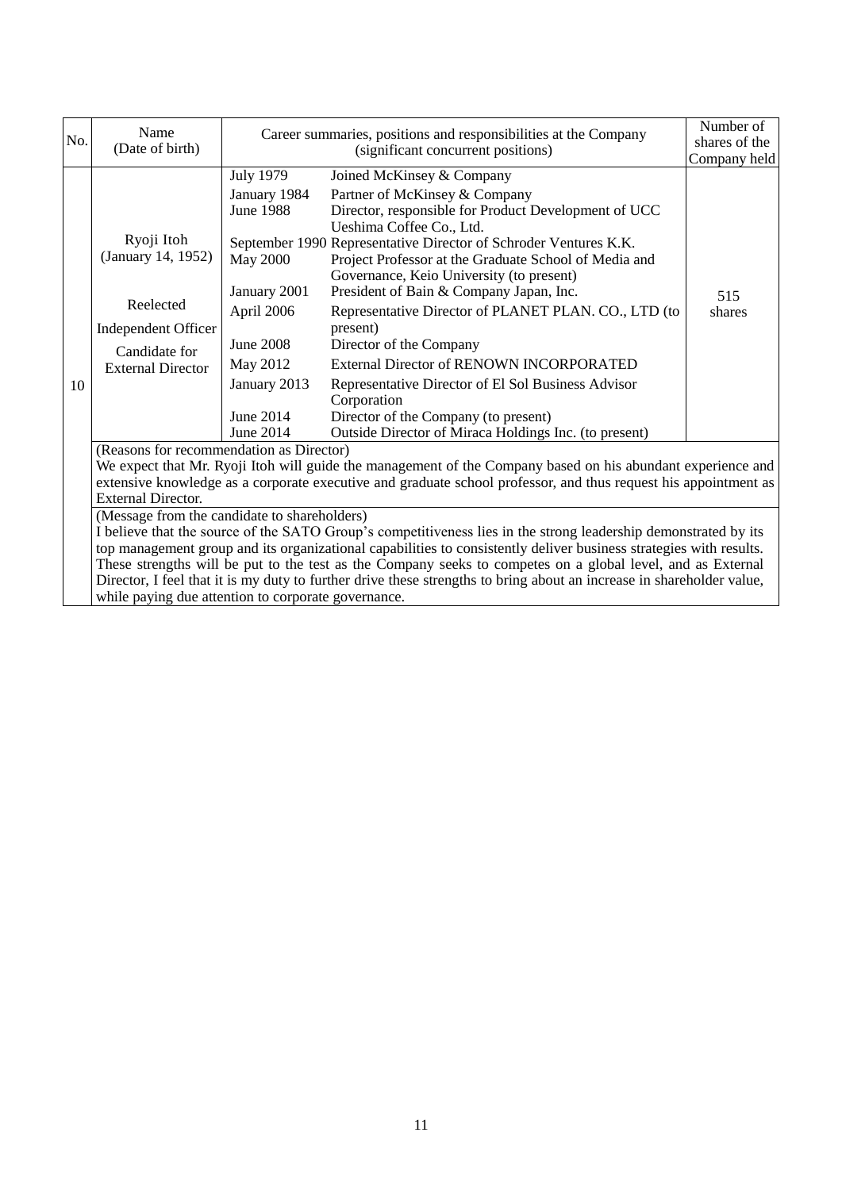| No. | Name (Date of birth) | Career summaries, positions and responsibilities at the Company (significant concurrent positions) | | Number of shares of the Company held |
|---|---|---|---|---|
| 10 | Ryoji Itoh (January 14, 1952)<br><br>Reelected<br><br>Independent Officer<br><br>Candidate for External Director | July 1979 | Joined McKinsey & Company | 515 shares |
| | | January 1984 | Partner of McKinsey & Company | |
| | | June 1988 | Director, responsible for Product Development of UCC Ueshima Coffee Co., Ltd. | |
| | | September 1990 | Representative Director of Schroder Ventures K.K. | |
| | | May 2000 | Project Professor at the Graduate School of Media and Governance, Keio University (to present) | |
| | | January 2001 | President of Bain & Company Japan, Inc. | |
| | | April 2006 | Representative Director of PLANET PLAN. CO., LTD (to present) | |
| | | June 2008 | Director of the Company | |
| | | May 2012 | External Director of RENOWN INCORPORATED | |
| | | January 2013 | Representative Director of El Sol Business Advisor Corporation | |
| | | June 2014 | Director of the Company (to present) | |
| | | June 2014 | Outside Director of Miraca Holdings Inc. (to present) | |
| | (Reasons for recommendation as Director)<br>We expect that Mr. Ryoji Itoh will guide the management of the Company based on his abundant experience and extensive knowledge as a corporate executive and graduate school professor, and thus request his appointment as External Director. | | | |
| | (Message from the candidate to shareholders)<br>I believe that the source of the SATO Group's competitiveness lies in the strong leadership demonstrated by its top management group and its organizational capabilities to consistently deliver business strategies with results. These strengths will be put to the test as the Company seeks to competes on a global level, and as External Director, I feel that it is my duty to further drive these strengths to bring about an increase in shareholder value, while paying due attention to corporate governance. | | | |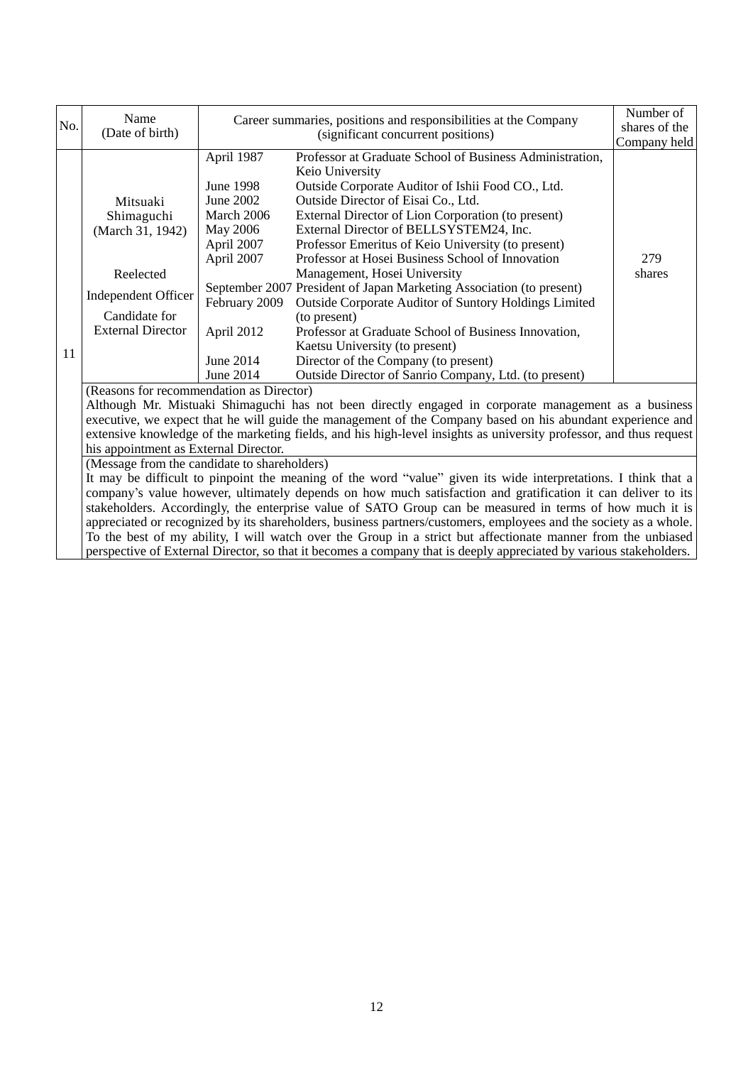| No. | Name (Date of birth) | Career summaries, positions and responsibilities at the Company (significant concurrent positions) | | Number of shares of the Company held |
|---|---|---|---|---|
| 11 | Mitsuaki Shimaguchi (March 31, 1942)<br><br>Reelected<br><br>Independent Officer<br><br>Candidate for External Director | April 1987<br><br>June 1998<br>June 2002<br>March 2006<br>May 2006<br>April 2007<br>April 2007<br><br>September 2007<br>February 2009<br><br>April 2012<br><br>June 2014<br>June 2014 | Professor at Graduate School of Business Administration, Keio University<br>Outside Corporate Auditor of Ishii Food CO., Ltd.<br>Outside Director of Eisai Co., Ltd.<br>External Director of Lion Corporation (to present)<br>External Director of BELLSYSTEM24, Inc.<br>Professor Emeritus of Keio University (to present)<br>Professor at Hosei Business School of Innovation Management, Hosei University<br>President of Japan Marketing Association (to present)<br>Outside Corporate Auditor of Suntory Holdings Limited (to present)<br>Professor at Graduate School of Business Innovation, Kaetsu University (to present)<br>Director of the Company (to present)<br>Outside Director of Sanrio Company, Ltd. (to present) | 279 shares |

(Reasons for recommendation as Director)

Although Mr. Mistuaki Shimaguchi has not been directly engaged in corporate management as a business executive, we expect that he will guide the management of the Company based on his abundant experience and extensive knowledge of the marketing fields, and his high-level insights as university professor, and thus request his appointment as External Director.

(Message from the candidate to shareholders)

It may be difficult to pinpoint the meaning of the word "value" given its wide interpretations. I think that a company's value however, ultimately depends on how much satisfaction and gratification it can deliver to its stakeholders. Accordingly, the enterprise value of SATO Group can be measured in terms of how much it is appreciated or recognized by its shareholders, business partners/customers, employees and the society as a whole. To the best of my ability, I will watch over the Group in a strict but affectionate manner from the unbiased perspective of External Director, so that it becomes a company that is deeply appreciated by various stakeholders.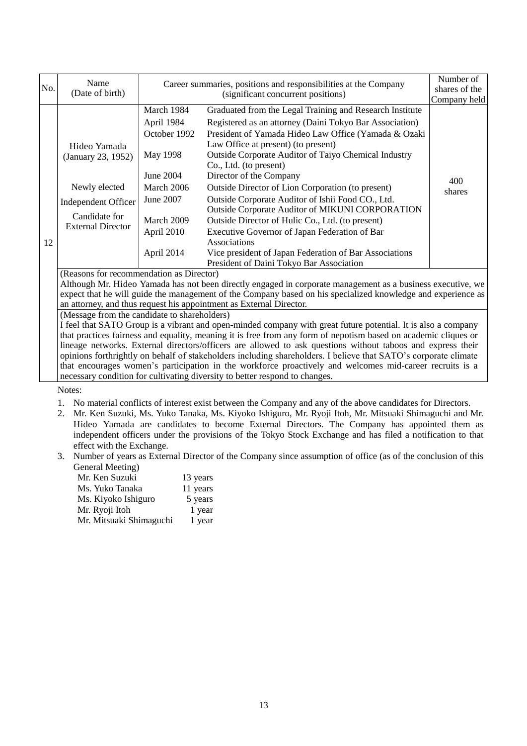| No. | Name (Date of birth) | Career summaries, positions and responsibilities at the Company (significant concurrent positions) | | Number of shares of the Company held |
|---|---|---|---|---|
| 12 | Hideo Yamada (January 23, 1952)<br><br>Newly elected<br>Independent Officer<br>Candidate for External Director | March 1984 | Graduated from the Legal Training and Research Institute | 400 shares |
| | | April 1984 | Registered as an attorney (Daini Tokyo Bar Association) | |
| | | October 1992 | President of Yamada Hideo Law Office (Yamada & Ozaki Law Office at present) (to present) | |
| | | May 1998 | Outside Corporate Auditor of Taiyo Chemical Industry Co., Ltd. (to present) | |
| | | June 2004 | Director of the Company | |
| | | March 2006 | Outside Director of Lion Corporation (to present) | |
| | | June 2007 | Outside Corporate Auditor of Ishii Food CO., Ltd.<br>Outside Corporate Auditor of MIKUNI CORPORATION | |
| | | March 2009 | Outside Director of Hulic Co., Ltd. (to present) | |
| | | April 2010 | Executive Governor of Japan Federation of Bar Associations | |
| | | April 2014 | Vice president of Japan Federation of Bar Associations<br>President of Daini Tokyo Bar Association | |
| | (Reasons for recommendation as Director)<br>Although Mr. Hideo Yamada has not been directly engaged in corporate management as a business executive, we expect that he will guide the management of the Company based on his specialized knowledge and experience as an attorney, and thus request his appointment as External Director. | | | |
| | (Message from the candidate to shareholders)<br>I feel that SATO Group is a vibrant and open-minded company with great future potential. It is also a company that practices fairness and equality, meaning it is free from any form of nepotism based on academic cliques or lineage networks. External directors/officers are allowed to ask questions without taboos and express their opinions forthrightly on behalf of stakeholders including shareholders. I believe that SATO's corporate climate that encourages women's participation in the workforce proactively and welcomes mid-career recruits is a necessary condition for cultivating diversity to better respond to changes. | | | |

Notes:

1. No material conflicts of interest exist between the Company and any of the above candidates for Directors.
2. Mr. Ken Suzuki, Ms. Yuko Tanaka, Ms. Kiyoko Ishiguro, Mr. Ryoji Itoh, Mr. Mitsuaki Shimaguchi and Mr. Hideo Yamada are candidates to become External Directors. The Company has appointed them as independent officers under the provisions of the Tokyo Stock Exchange and has filed a notification to that effect with the Exchange.
3. Number of years as External Director of the Company since assumption of office (as of the conclusion of this General Meeting)

| | |
|---|---|
| Mr. Ken Suzuki | 13 years |
| Ms. Yuko Tanaka | 11 years |
| Ms. Kiyoko Ishiguro | 5 years |
| Mr. Ryoji Itoh | 1 year |
| Mr. Mitsuaki Shimaguchi | 1 year |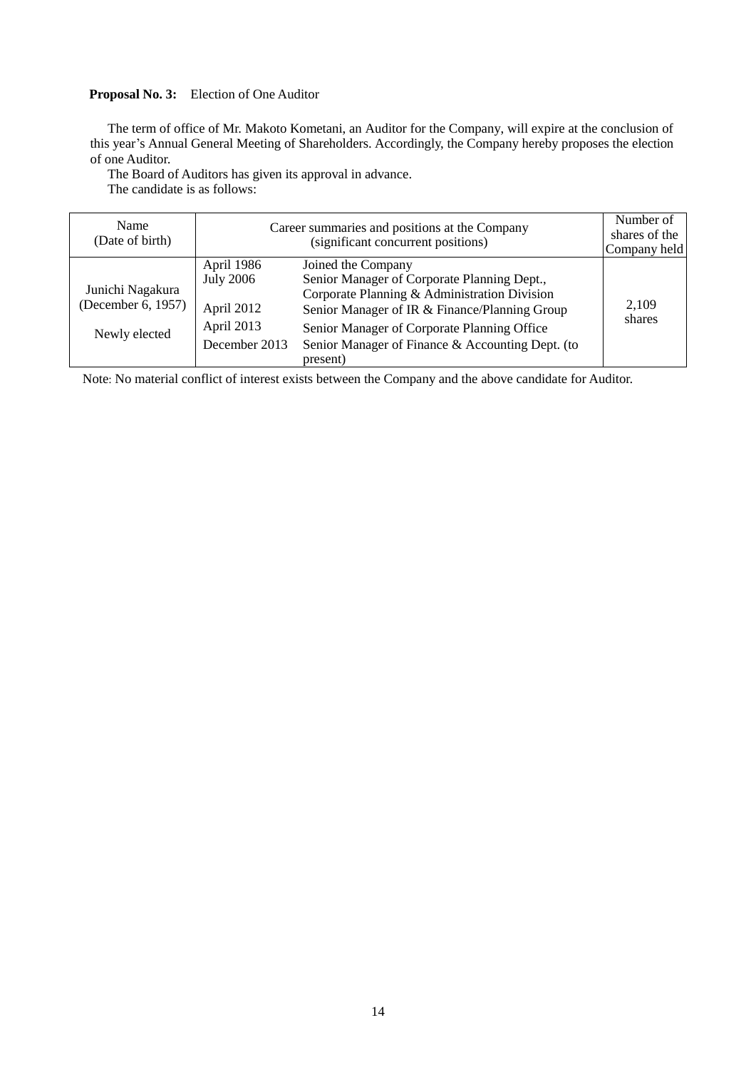**Proposal No. 3:** Election of One Auditor

The term of office of Mr. Makoto Kometani, an Auditor for the Company, will expire at the conclusion of this year's Annual General Meeting of Shareholders. Accordingly, the Company hereby proposes the election of one Auditor.

The Board of Auditors has given its approval in advance.

The candidate is as follows:

| Name (Date of birth) | Career summaries and positions at the Company (significant concurrent positions) | | Number of shares of the Company held |
|---|---|---|---|
| Junichi Nagakura (December 6, 1957) Newly elected | April 1986 | Joined the Company | 2,109 shares |
| | July 2006 | Senior Manager of Corporate Planning Dept., Corporate Planning & Administration Division | |
| | April 2012 | Senior Manager of IR & Finance/Planning Group | |
| | April 2013 | Senior Manager of Corporate Planning Office | |
| | December 2013 | Senior Manager of Finance & Accounting Dept. (to present) | |

Note: No material conflict of interest exists between the Company and the above candidate for Auditor.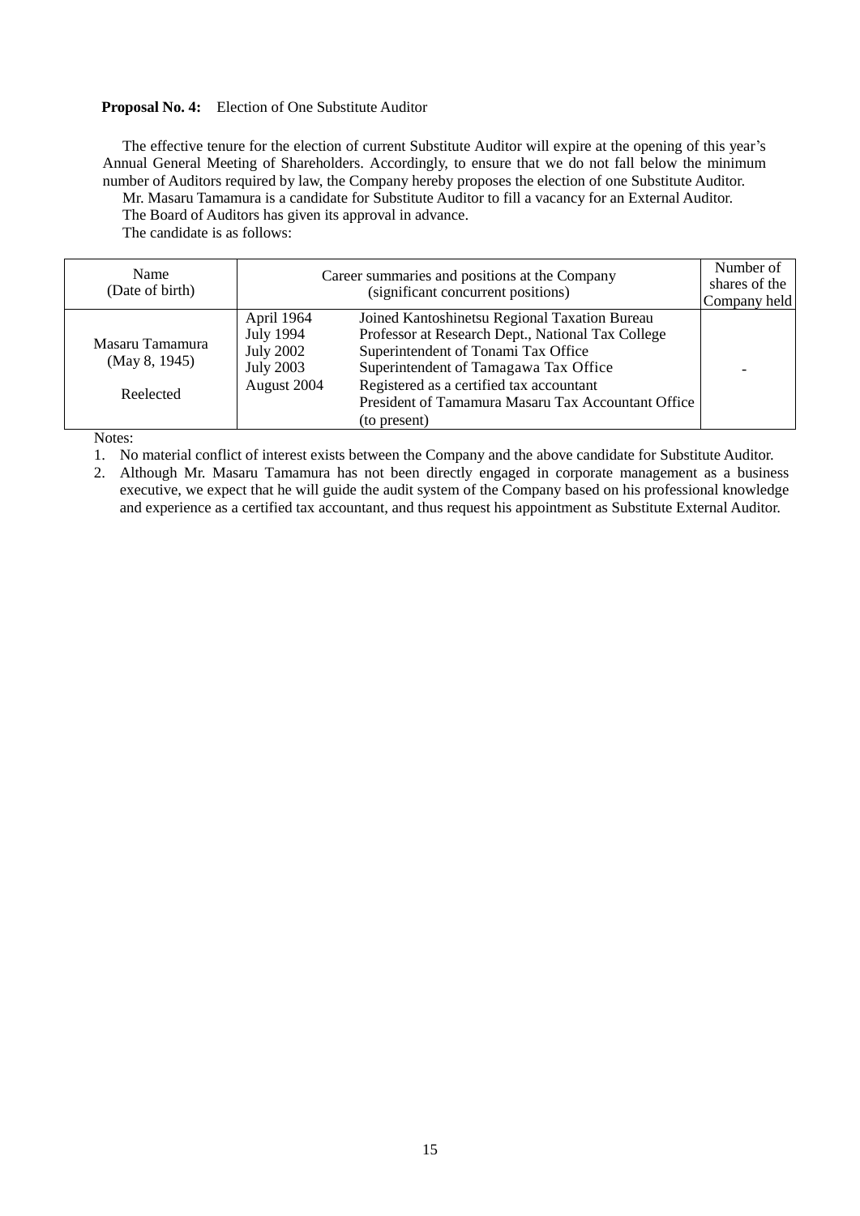**Proposal No. 4:** Election of One Substitute Auditor

The effective tenure for the election of current Substitute Auditor will expire at the opening of this year's Annual General Meeting of Shareholders. Accordingly, to ensure that we do not fall below the minimum number of Auditors required by law, the Company hereby proposes the election of one Substitute Auditor.

Mr. Masaru Tamamura is a candidate for Substitute Auditor to fill a vacancy for an External Auditor.

The Board of Auditors has given its approval in advance.

The candidate is as follows:

| Name (Date of birth) | Career summaries and positions at the Company (significant concurrent positions) | | Number of shares of the Company held |
|---|---|---|---|
| Masaru Tamamura (May 8, 1945) Reelected | April 1964<br>July 1994<br>July 2002<br>July 2003<br>August 2004 | Joined Kantoshinetsu Regional Taxation Bureau<br>Professor at Research Dept., National Tax College<br>Superintendent of Tonami Tax Office<br>Superintendent of Tamagawa Tax Office<br>Registered as a certified tax accountant<br>President of Tamamura Masaru Tax Accountant Office (to present) | - |

Notes:

1. No material conflict of interest exists between the Company and the above candidate for Substitute Auditor.
2. Although Mr. Masaru Tamamura has not been directly engaged in corporate management as a business executive, we expect that he will guide the audit system of the Company based on his professional knowledge and experience as a certified tax accountant, and thus request his appointment as Substitute External Auditor.